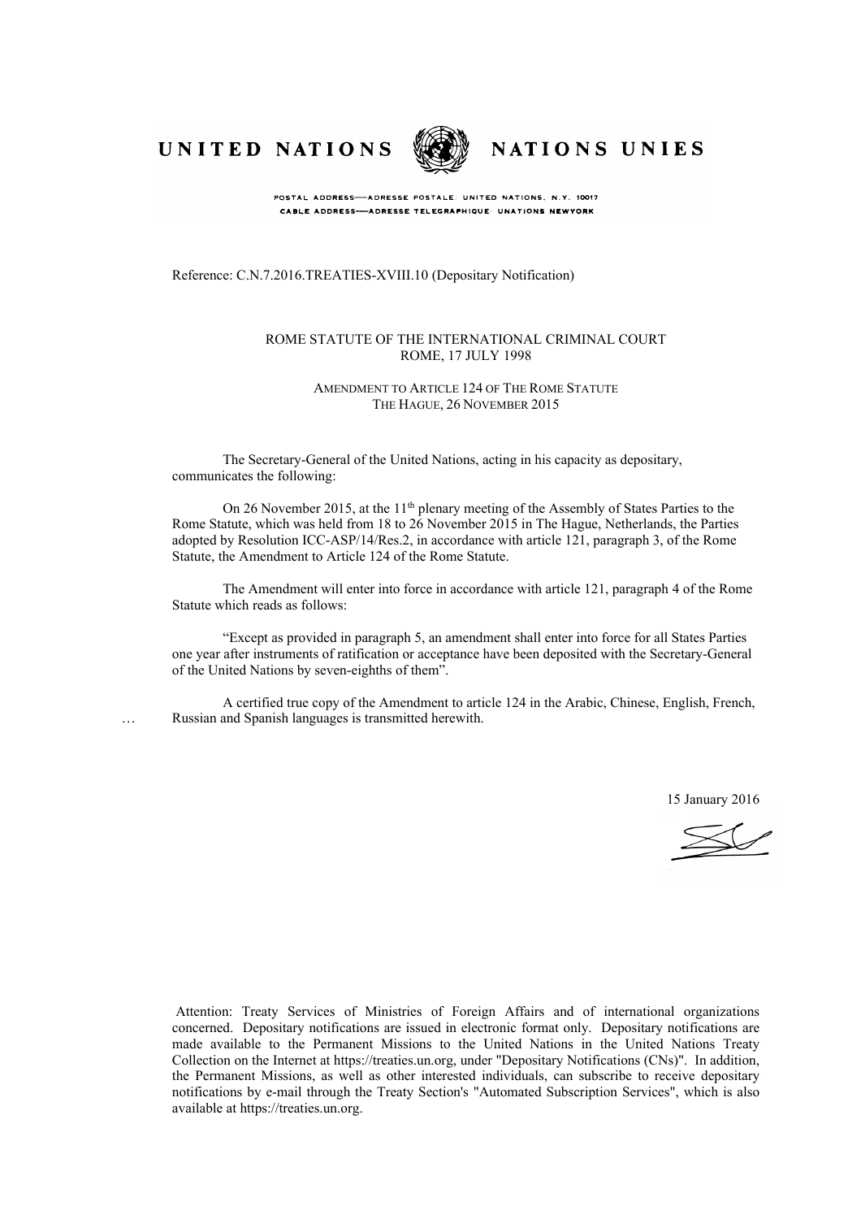UNITED NATIONS NATIONS UNIES

POSTAL ADDRESS—ADRESSE POSTALE UNITED NATIONS, N.Y. 10017
CABLE ADDRESS—ADRESSE TELEGRAPHIQUE UNATIONS NEWYORK

Reference: C.N.7.2016.TREATIES-XVIII.10 (Depositary Notification)

ROME STATUTE OF THE INTERNATIONAL CRIMINAL COURT
ROME, 17 JULY 1998

AMENDMENT TO ARTICLE 124 OF THE ROME STATUTE
THE HAGUE, 26 NOVEMBER 2015

The Secretary-General of the United Nations, acting in his capacity as depositary, communicates the following:

On 26 November 2015, at the 11th plenary meeting of the Assembly of States Parties to the Rome Statute, which was held from 18 to 26 November 2015 in The Hague, Netherlands, the Parties adopted by Resolution ICC-ASP/14/Res.2, in accordance with article 121, paragraph 3, of the Rome Statute, the Amendment to Article 124 of the Rome Statute.

The Amendment will enter into force in accordance with article 121, paragraph 4 of the Rome Statute which reads as follows:

"Except as provided in paragraph 5, an amendment shall enter into force for all States Parties one year after instruments of ratification or acceptance have been deposited with the Secretary-General of the United Nations by seven-eighths of them".

A certified true copy of the Amendment to article 124 in the Arabic, Chinese, English, French, Russian and Spanish languages is transmitted herewith.

15 January 2016

Attention: Treaty Services of Ministries of Foreign Affairs and of international organizations concerned. Depositary notifications are issued in electronic format only. Depositary notifications are made available to the Permanent Missions to the United Nations in the United Nations Treaty Collection on the Internet at https://treaties.un.org, under "Depositary Notifications (CNs)". In addition, the Permanent Missions, as well as other interested individuals, can subscribe to receive depositary notifications by e-mail through the Treaty Section's "Automated Subscription Services", which is also available at https://treaties.un.org.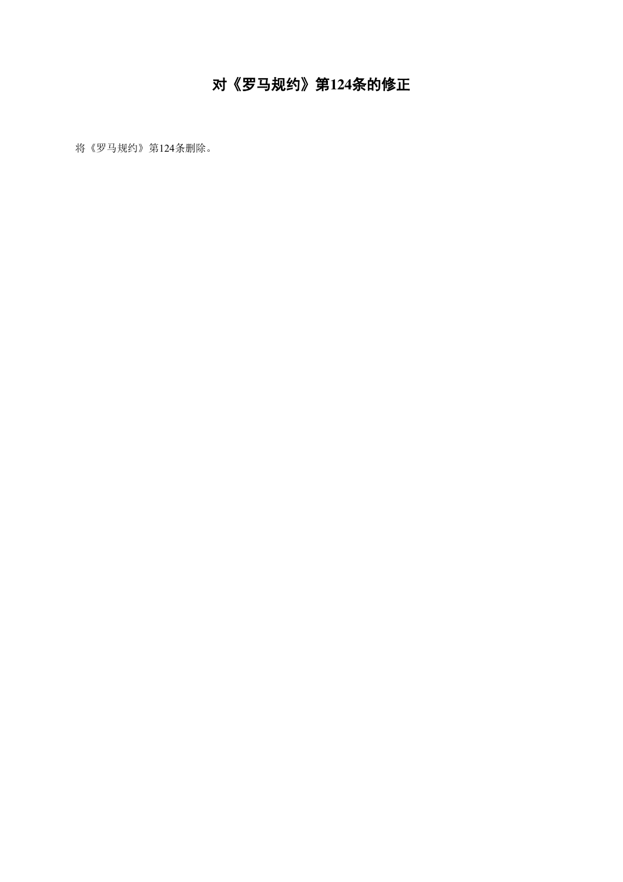# 对《罗马规约》第124条的修正

将《罗马规约》第124条删除。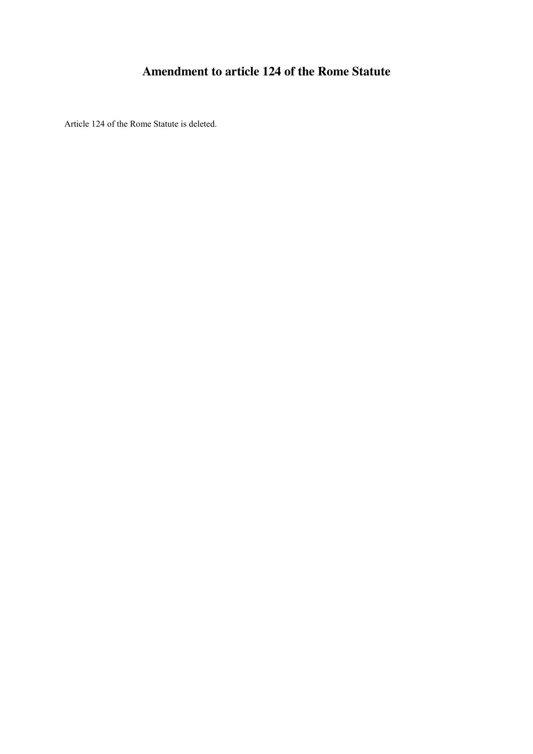# Amendment to article 124 of the Rome Statute

Article 124 of the Rome Statute is deleted.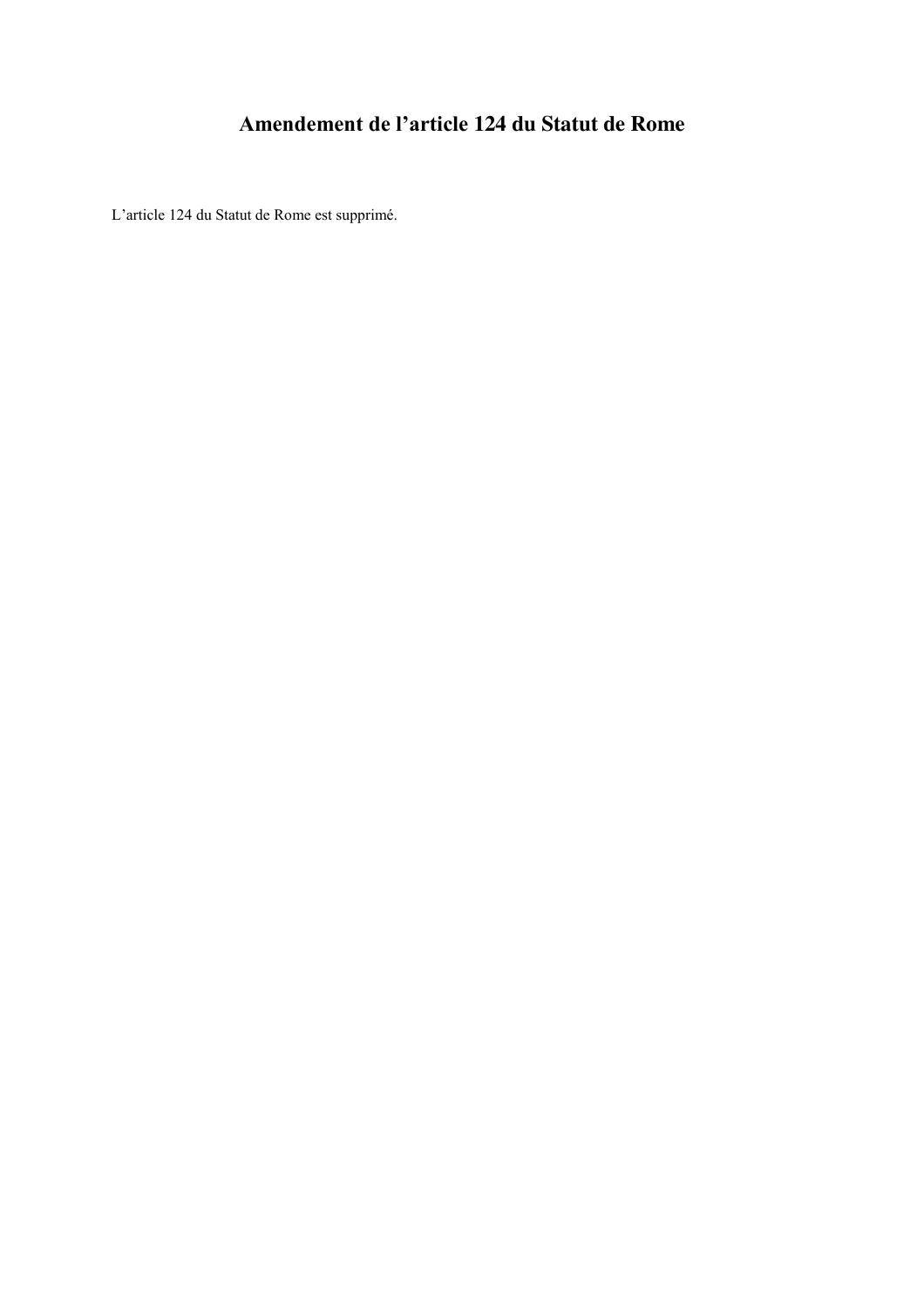# Amendement de l’article 124 du Statut de Rome

L’article 124 du Statut de Rome est supprimé.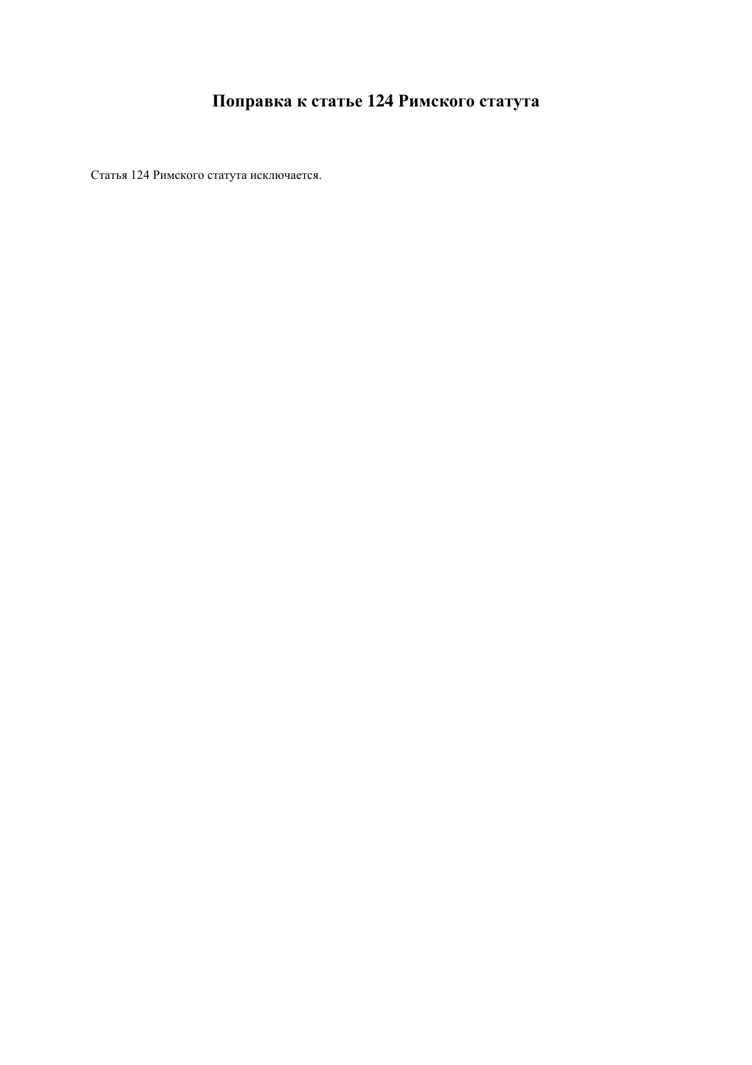## Поправка к статье 124 Римского статута

Статья 124 Римского статута исключается.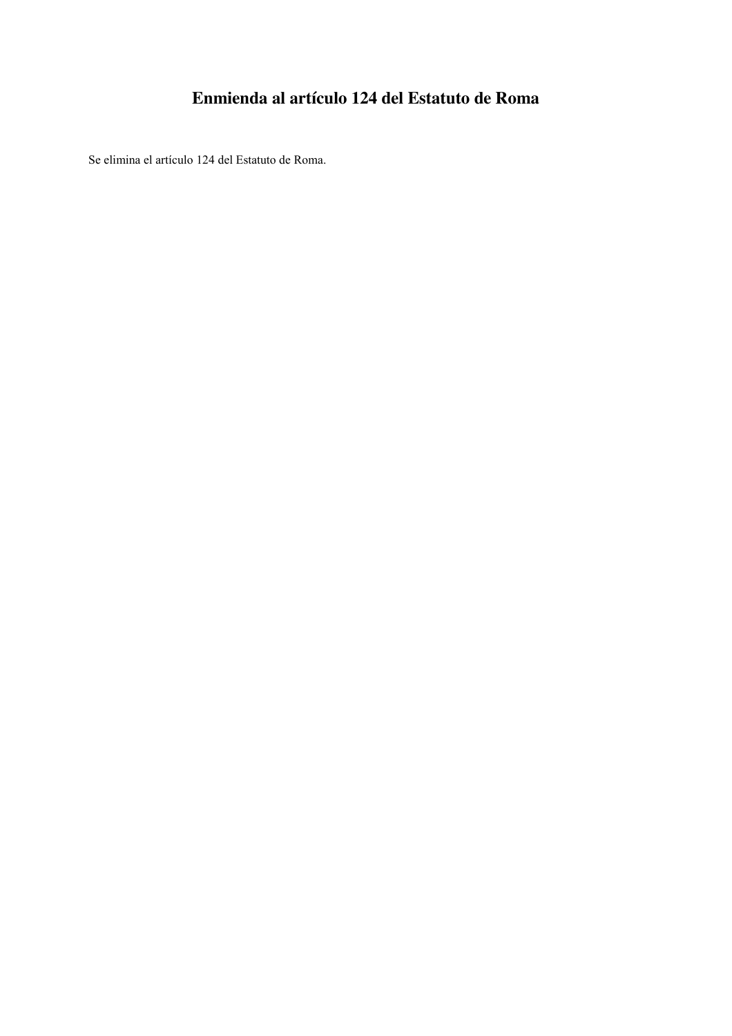# Enmienda al artículo 124 del Estatuto de Roma

Se elimina el artículo 124 del Estatuto de Roma.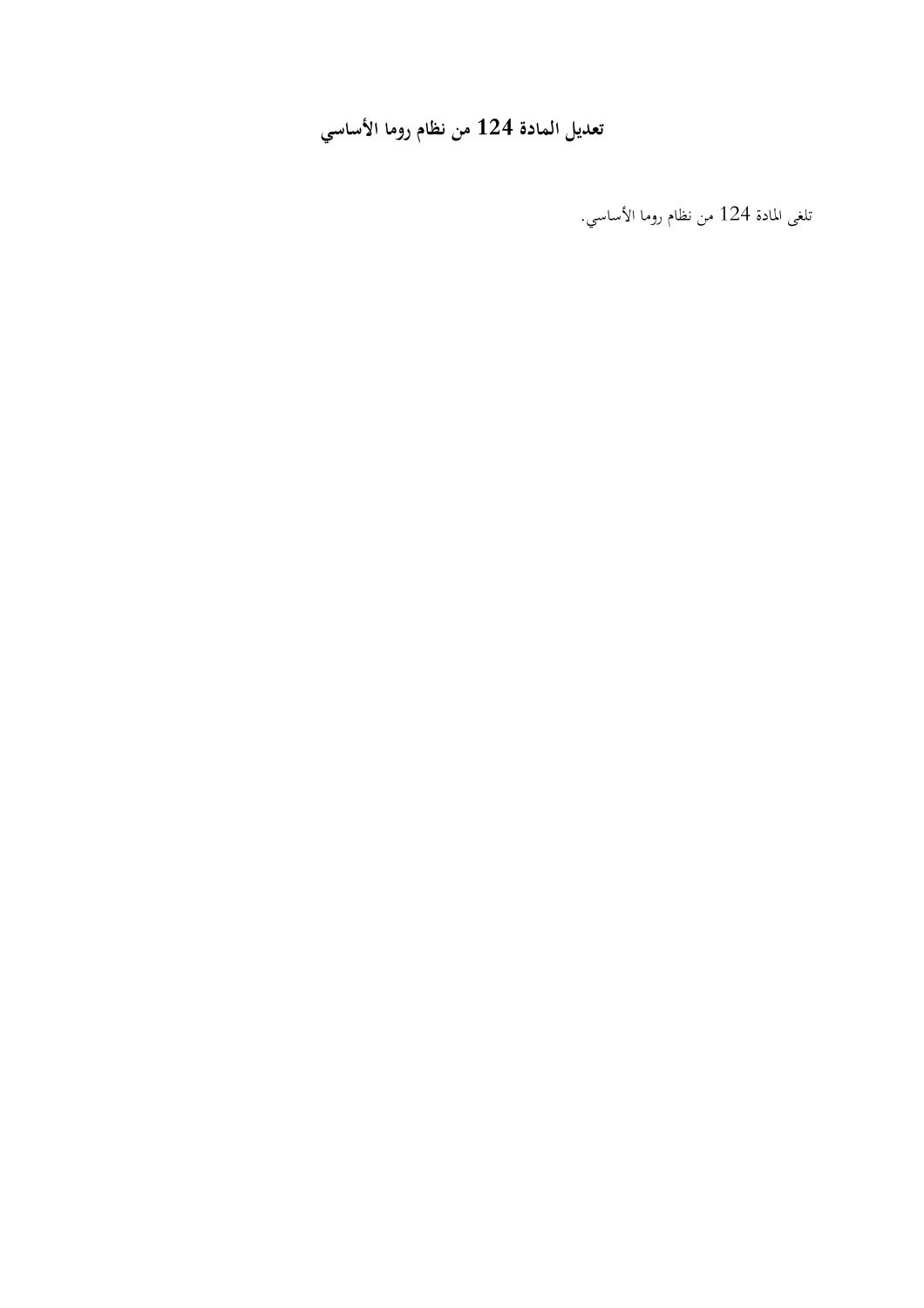## تعديل المادة 124 من نظام روما الأساسي

تلغى المادة 124 من نظام روما الأساسي.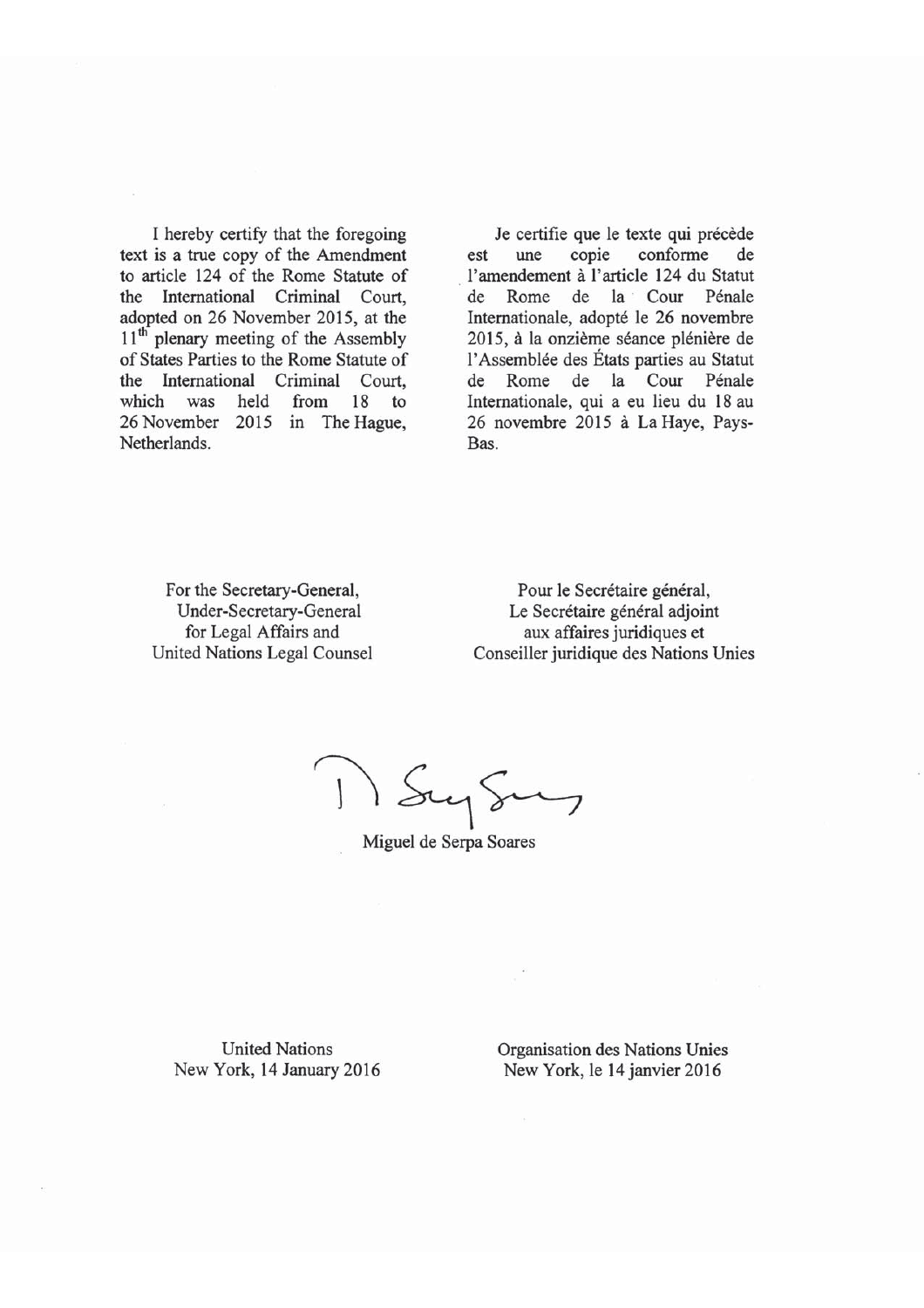I hereby certify that the foregoing text is a true copy of the Amendment to article 124 of the Rome Statute of the International Criminal Court, adopted on 26 November 2015, at the 11th plenary meeting of the Assembly of States Parties to the Rome Statute of the International Criminal Court, which was held from 18 to 26 November 2015 in The Hague, Netherlands.

Je certifie que le texte qui précède est une copie conforme de l'amendement à l'article 124 du Statut de Rome de la Cour Pénale Internationale, adopté le 26 novembre 2015, à la onzième séance plénière de l'Assemblée des États parties au Statut de Rome de la Cour Pénale Internationale, qui a eu lieu du 18 au 26 novembre 2015 à La Haye, Pays-Bas.

For the Secretary-General,
Under-Secretary-General
for Legal Affairs and
United Nations Legal Counsel

Pour le Secrétaire général,
Le Secrétaire général adjoint
aux affaires juridiques et
Conseiller juridique des Nations Unies

Miguel de Serpa Soares

United Nations
New York, 14 January 2016

Organisation des Nations Unies
New York, le 14 janvier 2016